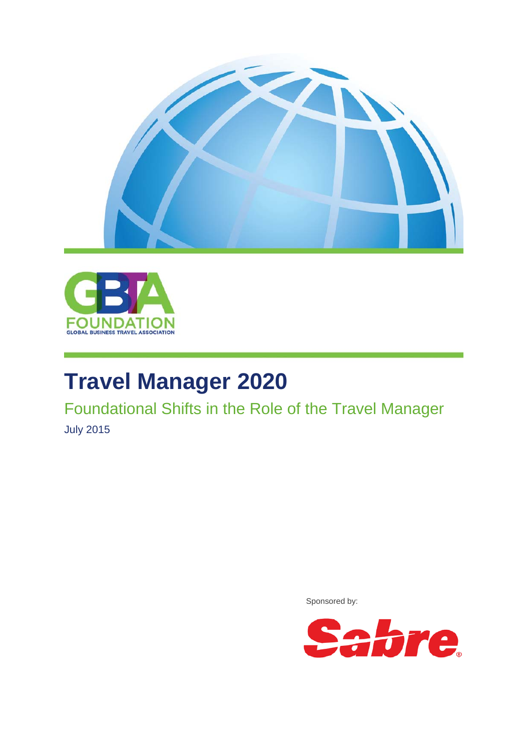GBTA FOUNDATION
GLOBAL BUSINESS TRAVEL ASSOCIATION

# Travel Manager 2020

## Foundational Shifts in the Role of the Travel Manager

July 2015

Sponsored by:

Sabre®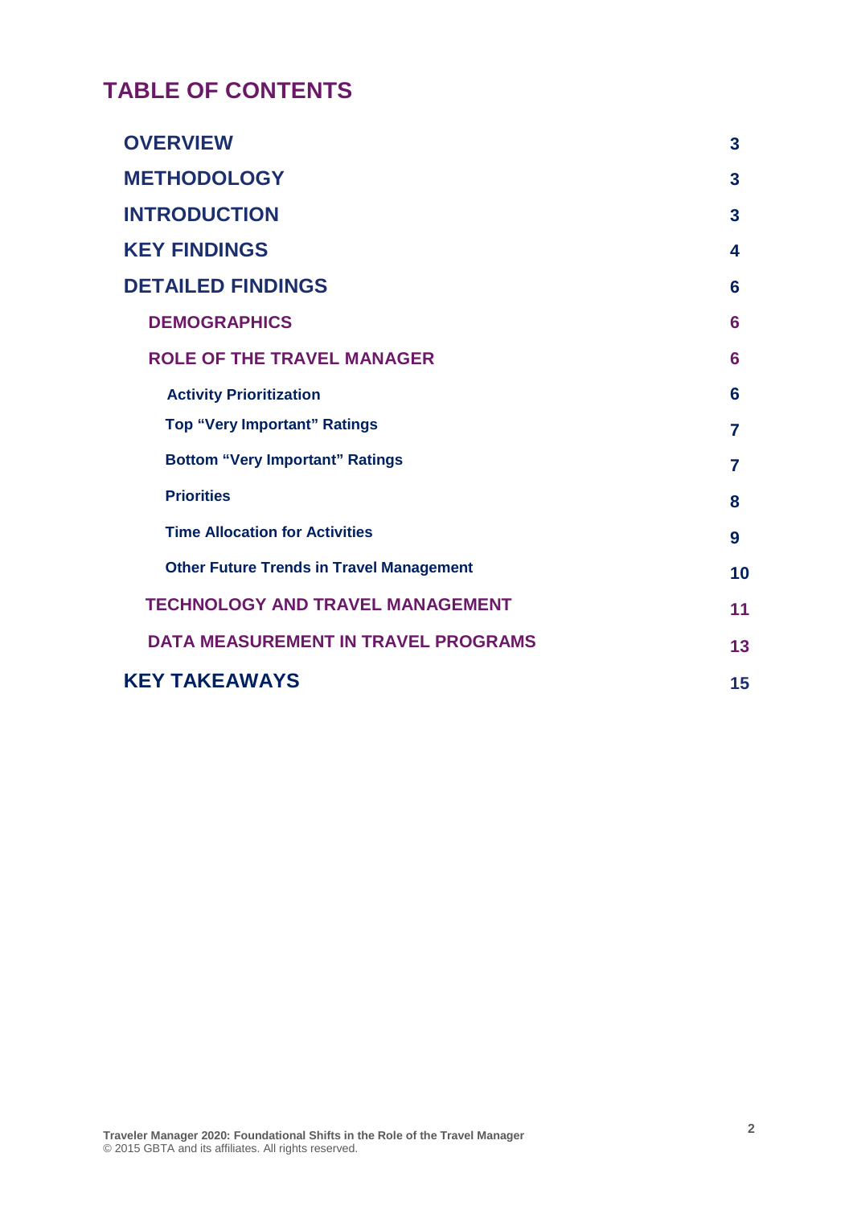# TABLE OF CONTENTS

| | |
|---|---|
| **OVERVIEW** | **3** |
| **METHODOLOGY** | **3** |
| **INTRODUCTION** | **3** |
| **KEY FINDINGS** | **4** |
| **DETAILED FINDINGS** | **6** |
| **DEMOGRAPHICS** | **6** |
| **ROLE OF THE TRAVEL MANAGER** | **6** |
| **Activity Prioritization** | **6** |
| **Top "Very Important" Ratings** | **7** |
| **Bottom "Very Important" Ratings** | **7** |
| **Priorities** | **8** |
| **Time Allocation for Activities** | **9** |
| **Other Future Trends in Travel Management** | **10** |
| **TECHNOLOGY AND TRAVEL MANAGEMENT** | **11** |
| **DATA MEASUREMENT IN TRAVEL PROGRAMS** | **13** |
| **KEY TAKEAWAYS** | **15** |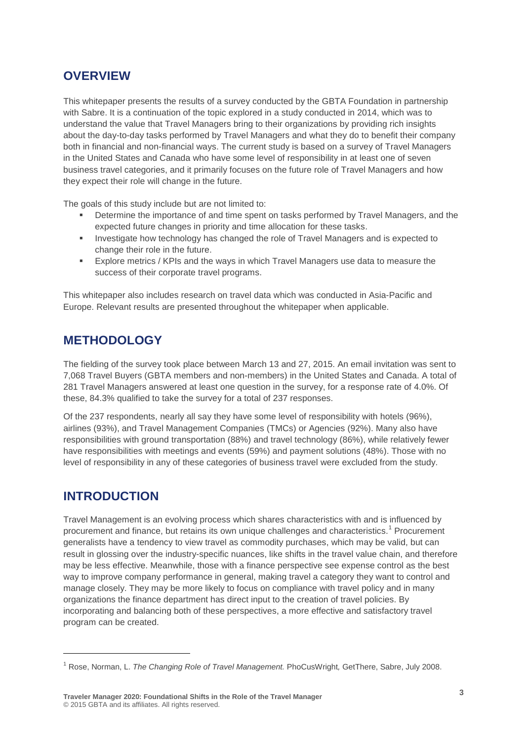## OVERVIEW

This whitepaper presents the results of a survey conducted by the GBTA Foundation in partnership with Sabre. It is a continuation of the topic explored in a study conducted in 2014, which was to understand the value that Travel Managers bring to their organizations by providing rich insights about the day-to-day tasks performed by Travel Managers and what they do to benefit their company both in financial and non-financial ways. The current study is based on a survey of Travel Managers in the United States and Canada who have some level of responsibility in at least one of seven business travel categories, and it primarily focuses on the future role of Travel Managers and how they expect their role will change in the future.

The goals of this study include but are not limited to:

- Determine the importance of and time spent on tasks performed by Travel Managers, and the expected future changes in priority and time allocation for these tasks.
- Investigate how technology has changed the role of Travel Managers and is expected to change their role in the future.
- Explore metrics / KPIs and the ways in which Travel Managers use data to measure the success of their corporate travel programs.

This whitepaper also includes research on travel data which was conducted in Asia-Pacific and Europe. Relevant results are presented throughout the whitepaper when applicable.

## METHODOLOGY

The fielding of the survey took place between March 13 and 27, 2015. An email invitation was sent to 7,068 Travel Buyers (GBTA members and non-members) in the United States and Canada. A total of 281 Travel Managers answered at least one question in the survey, for a response rate of 4.0%. Of these, 84.3% qualified to take the survey for a total of 237 responses.

Of the 237 respondents, nearly all say they have some level of responsibility with hotels (96%), airlines (93%), and Travel Management Companies (TMCs) or Agencies (92%). Many also have responsibilities with ground transportation (88%) and travel technology (86%), while relatively fewer have responsibilities with meetings and events (59%) and payment solutions (48%). Those with no level of responsibility in any of these categories of business travel were excluded from the study.

## INTRODUCTION

Travel Management is an evolving process which shares characteristics with and is influenced by procurement and finance, but retains its own unique challenges and characteristics.[1] Procurement generalists have a tendency to view travel as commodity purchases, which may be valid, but can result in glossing over the industry-specific nuances, like shifts in the travel value chain, and therefore may be less effective. Meanwhile, those with a finance perspective see expense control as the best way to improve company performance in general, making travel a category they want to control and manage closely. They may be more likely to focus on compliance with travel policy and in many organizations the finance department has direct input to the creation of travel policies. By incorporating and balancing both of these perspectives, a more effective and satisfactory travel program can be created.

[1] Rose, Norman, L. *The Changing Role of Travel Management.* PhoCusWright*,* GetThere, Sabre, July 2008.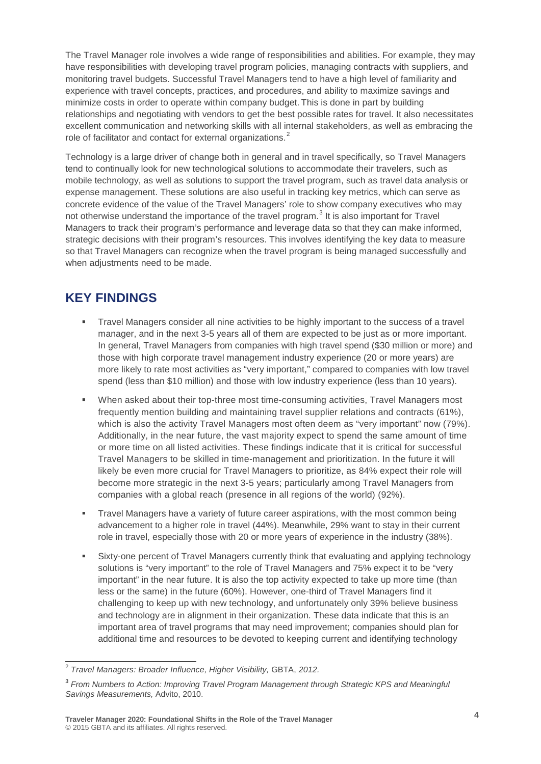The Travel Manager role involves a wide range of responsibilities and abilities. For example, they may have responsibilities with developing travel program policies, managing contracts with suppliers, and monitoring travel budgets. Successful Travel Managers tend to have a high level of familiarity and experience with travel concepts, practices, and procedures, and ability to maximize savings and minimize costs in order to operate within company budget. This is done in part by building relationships and negotiating with vendors to get the best possible rates for travel. It also necessitates excellent communication and networking skills with all internal stakeholders, as well as embracing the role of facilitator and contact for external organizations.[2]

Technology is a large driver of change both in general and in travel specifically, so Travel Managers tend to continually look for new technological solutions to accommodate their travelers, such as mobile technology, as well as solutions to support the travel program, such as travel data analysis or expense management. These solutions are also useful in tracking key metrics, which can serve as concrete evidence of the value of the Travel Managers' role to show company executives who may not otherwise understand the importance of the travel program.[3] It is also important for Travel Managers to track their program's performance and leverage data so that they can make informed, strategic decisions with their program's resources. This involves identifying the key data to measure so that Travel Managers can recognize when the travel program is being managed successfully and when adjustments need to be made.

## KEY FINDINGS

- Travel Managers consider all nine activities to be highly important to the success of a travel manager, and in the next 3-5 years all of them are expected to be just as or more important. In general, Travel Managers from companies with high travel spend ($30 million or more) and those with high corporate travel management industry experience (20 or more years) are more likely to rate most activities as "very important," compared to companies with low travel spend (less than $10 million) and those with low industry experience (less than 10 years).
- When asked about their top-three most time-consuming activities, Travel Managers most frequently mention building and maintaining travel supplier relations and contracts (61%), which is also the activity Travel Managers most often deem as "very important" now (79%). Additionally, in the near future, the vast majority expect to spend the same amount of time or more time on all listed activities. These findings indicate that it is critical for successful Travel Managers to be skilled in time-management and prioritization. In the future it will likely be even more crucial for Travel Managers to prioritize, as 84% expect their role will become more strategic in the next 3-5 years; particularly among Travel Managers from companies with a global reach (presence in all regions of the world) (92%).
- Travel Managers have a variety of future career aspirations, with the most common being advancement to a higher role in travel (44%). Meanwhile, 29% want to stay in their current role in travel, especially those with 20 or more years of experience in the industry (38%).
- Sixty-one percent of Travel Managers currently think that evaluating and applying technology solutions is "very important" to the role of Travel Managers and 75% expect it to be "very important" in the near future. It is also the top activity expected to take up more time (than less or the same) in the future (60%). However, one-third of Travel Managers find it challenging to keep up with new technology, and unfortunately only 39% believe business and technology are in alignment in their organization. These data indicate that this is an important area of travel programs that may need improvement; companies should plan for additional time and resources to be devoted to keeping current and identifying technology

---

[2] *Travel Managers: Broader Influence, Higher Visibility,* GBTA, *2012*.

[3] *From Numbers to Action: Improving Travel Program Management through Strategic KPS and Meaningful Savings Measurements,* Advito, 2010.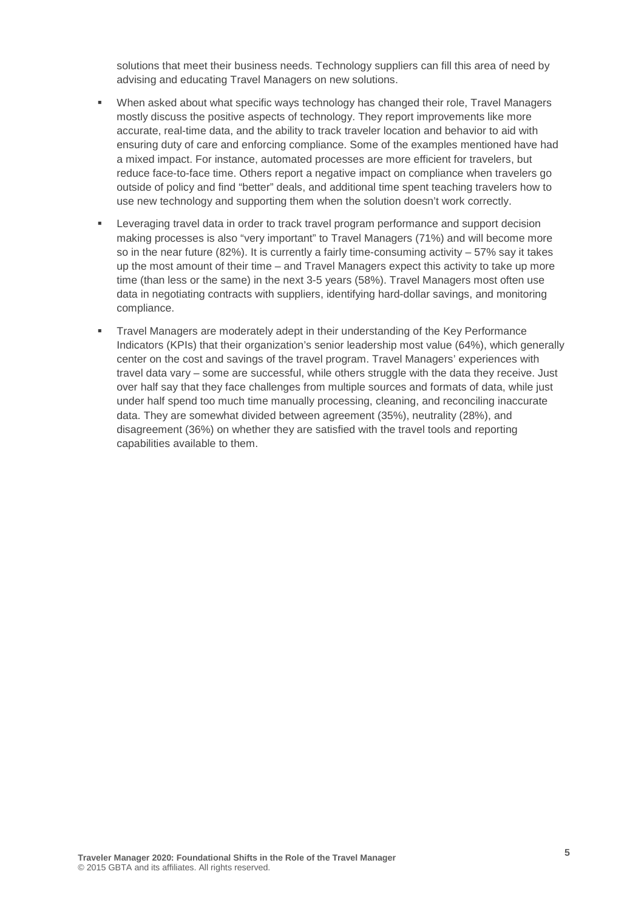solutions that meet their business needs. Technology suppliers can fill this area of need by advising and educating Travel Managers on new solutions.

- When asked about what specific ways technology has changed their role, Travel Managers mostly discuss the positive aspects of technology. They report improvements like more accurate, real-time data, and the ability to track traveler location and behavior to aid with ensuring duty of care and enforcing compliance. Some of the examples mentioned have had a mixed impact. For instance, automated processes are more efficient for travelers, but reduce face-to-face time. Others report a negative impact on compliance when travelers go outside of policy and find "better" deals, and additional time spent teaching travelers how to use new technology and supporting them when the solution doesn't work correctly.
- Leveraging travel data in order to track travel program performance and support decision making processes is also "very important" to Travel Managers (71%) and will become more so in the near future (82%). It is currently a fairly time-consuming activity – 57% say it takes up the most amount of their time – and Travel Managers expect this activity to take up more time (than less or the same) in the next 3-5 years (58%). Travel Managers most often use data in negotiating contracts with suppliers, identifying hard-dollar savings, and monitoring compliance.
- Travel Managers are moderately adept in their understanding of the Key Performance Indicators (KPIs) that their organization's senior leadership most value (64%), which generally center on the cost and savings of the travel program. Travel Managers' experiences with travel data vary – some are successful, while others struggle with the data they receive. Just over half say that they face challenges from multiple sources and formats of data, while just under half spend too much time manually processing, cleaning, and reconciling inaccurate data. They are somewhat divided between agreement (35%), neutrality (28%), and disagreement (36%) on whether they are satisfied with the travel tools and reporting capabilities available to them.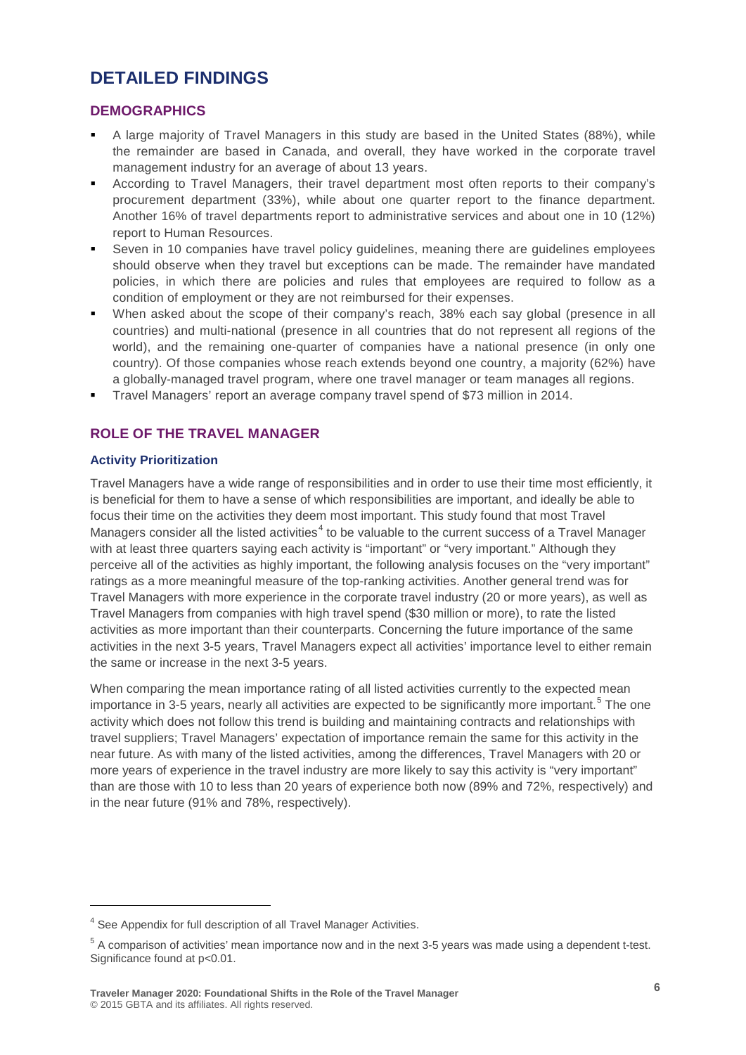# DETAILED FINDINGS

## DEMOGRAPHICS

- A large majority of Travel Managers in this study are based in the United States (88%), while the remainder are based in Canada, and overall, they have worked in the corporate travel management industry for an average of about 13 years.
- According to Travel Managers, their travel department most often reports to their company's procurement department (33%), while about one quarter report to the finance department. Another 16% of travel departments report to administrative services and about one in 10 (12%) report to Human Resources.
- Seven in 10 companies have travel policy guidelines, meaning there are guidelines employees should observe when they travel but exceptions can be made. The remainder have mandated policies, in which there are policies and rules that employees are required to follow as a condition of employment or they are not reimbursed for their expenses.
- When asked about the scope of their company's reach, 38% each say global (presence in all countries) and multi-national (presence in all countries that do not represent all regions of the world), and the remaining one-quarter of companies have a national presence (in only one country). Of those companies whose reach extends beyond one country, a majority (62%) have a globally-managed travel program, where one travel manager or team manages all regions.
- Travel Managers' report an average company travel spend of $73 million in 2014.

## ROLE OF THE TRAVEL MANAGER

### Activity Prioritization

Travel Managers have a wide range of responsibilities and in order to use their time most efficiently, it is beneficial for them to have a sense of which responsibilities are important, and ideally be able to focus their time on the activities they deem most important. This study found that most Travel Managers consider all the listed activities[4] to be valuable to the current success of a Travel Manager with at least three quarters saying each activity is "important" or "very important." Although they perceive all of the activities as highly important, the following analysis focuses on the "very important" ratings as a more meaningful measure of the top-ranking activities. Another general trend was for Travel Managers with more experience in the corporate travel industry (20 or more years), as well as Travel Managers from companies with high travel spend ($30 million or more), to rate the listed activities as more important than their counterparts. Concerning the future importance of the same activities in the next 3-5 years, Travel Managers expect all activities' importance level to either remain the same or increase in the next 3-5 years.

When comparing the mean importance rating of all listed activities currently to the expected mean importance in 3-5 years, nearly all activities are expected to be significantly more important.[5] The one activity which does not follow this trend is building and maintaining contracts and relationships with travel suppliers; Travel Managers' expectation of importance remain the same for this activity in the near future. As with many of the listed activities, among the differences, Travel Managers with 20 or more years of experience in the travel industry are more likely to say this activity is "very important" than are those with 10 to less than 20 years of experience both now (89% and 72%, respectively) and in the near future (91% and 78%, respectively).

---

[4] See Appendix for full description of all Travel Manager Activities.

[5] A comparison of activities' mean importance now and in the next 3-5 years was made using a dependent t-test. Significance found at $p<0.01$.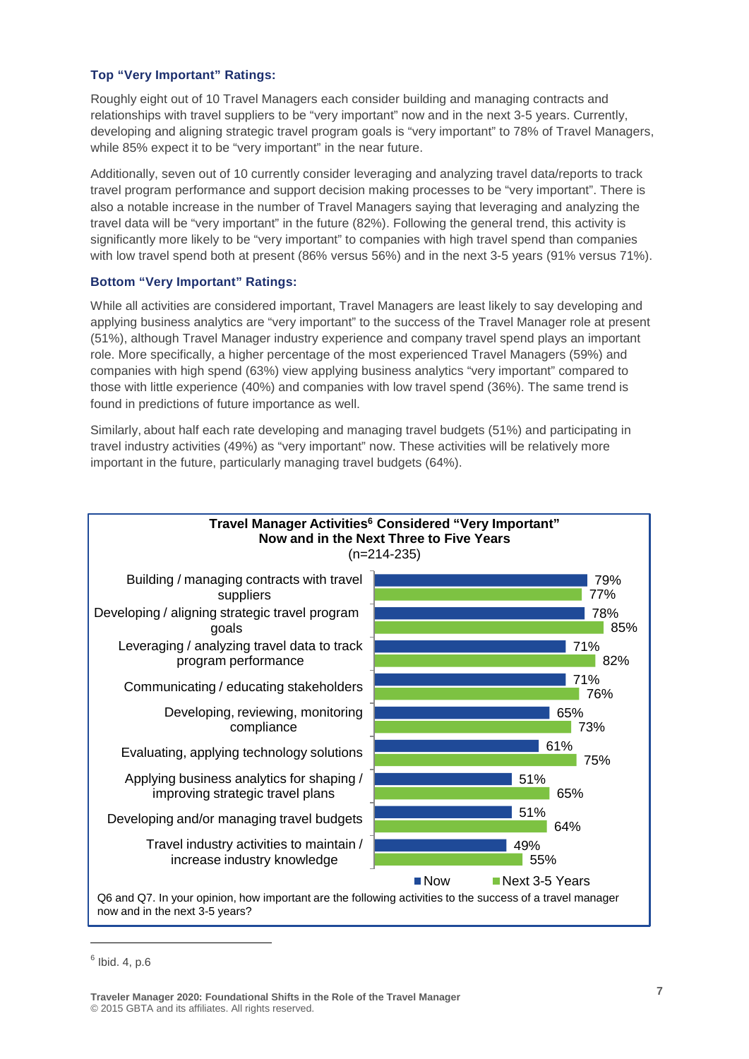### Top "Very Important" Ratings:

Roughly eight out of 10 Travel Managers each consider building and managing contracts and relationships with travel suppliers to be "very important" now and in the next 3-5 years. Currently, developing and aligning strategic travel program goals is "very important" to 78% of Travel Managers, while 85% expect it to be "very important" in the near future.

Additionally, seven out of 10 currently consider leveraging and analyzing travel data/reports to track travel program performance and support decision making processes to be "very important". There is also a notable increase in the number of Travel Managers saying that leveraging and analyzing the travel data will be "very important" in the future (82%). Following the general trend, this activity is significantly more likely to be "very important" to companies with high travel spend than companies with low travel spend both at present (86% versus 56%) and in the next 3-5 years (91% versus 71%).

### Bottom "Very Important" Ratings:

While all activities are considered important, Travel Managers are least likely to say developing and applying business analytics are "very important" to the success of the Travel Manager role at present (51%), although Travel Manager industry experience and company travel spend plays an important role. More specifically, a higher percentage of the most experienced Travel Managers (59%) and companies with high spend (63%) view applying business analytics "very important" compared to those with little experience (40%) and companies with low travel spend (36%). The same trend is found in predictions of future importance as well.

Similarly, about half each rate developing and managing travel budgets (51%) and participating in travel industry activities (49%) as "very important" now. These activities will be relatively more important in the future, particularly managing travel budgets (64%).

**Travel Manager Activities[6] Considered "Very Important" Now and in the Next Three to Five Years**
(n=214-235)

| Activity | Now | Next 3-5 Years |
|---|---|---|
| Building / managing contracts with travel suppliers | 79% | 77% |
| Developing / aligning strategic travel program goals | 78% | 85% |
| Leveraging / analyzing travel data to track program performance | 71% | 82% |
| Communicating / educating stakeholders | 71% | 76% |
| Developing, reviewing, monitoring compliance | 65% | 73% |
| Evaluating, applying technology solutions | 61% | 75% |
| Applying business analytics for shaping / improving strategic travel plans | 51% | 65% |
| Developing and/or managing travel budgets | 51% | 64% |
| Travel industry activities to maintain / increase industry knowledge | 49% | 55% |

Q6 and Q7. In your opinion, how important are the following activities to the success of a travel manager now and in the next 3-5 years?

[6] Ibid. 4, p.6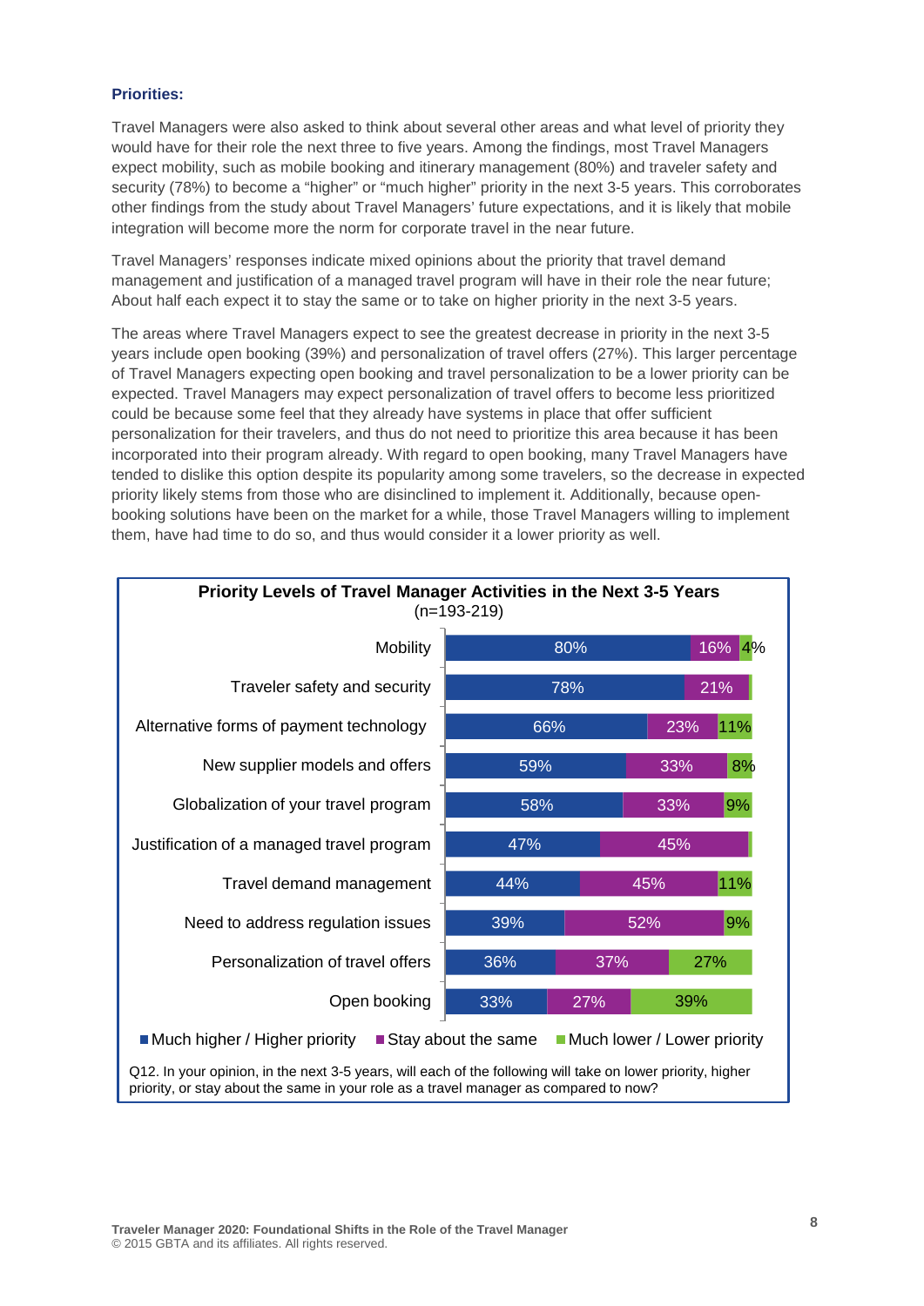**Priorities:**

Travel Managers were also asked to think about several other areas and what level of priority they would have for their role the next three to five years. Among the findings, most Travel Managers expect mobility, such as mobile booking and itinerary management (80%) and traveler safety and security (78%) to become a "higher" or "much higher" priority in the next 3-5 years. This corroborates other findings from the study about Travel Managers' future expectations, and it is likely that mobile integration will become more the norm for corporate travel in the near future.

Travel Managers' responses indicate mixed opinions about the priority that travel demand management and justification of a managed travel program will have in their role the near future; About half each expect it to stay the same or to take on higher priority in the next 3-5 years.

The areas where Travel Managers expect to see the greatest decrease in priority in the next 3-5 years include open booking (39%) and personalization of travel offers (27%). This larger percentage of Travel Managers expecting open booking and travel personalization to be a lower priority can be expected. Travel Managers may expect personalization of travel offers to become less prioritized could be because some feel that they already have systems in place that offer sufficient personalization for their travelers, and thus do not need to prioritize this area because it has been incorporated into their program already. With regard to open booking, many Travel Managers have tended to dislike this option despite its popularity among some travelers, so the decrease in expected priority likely stems from those who are disinclined to implement it. Additionally, because open-booking solutions have been on the market for a while, those Travel Managers willing to implement them, have had time to do so, and thus would consider it a lower priority as well.

**Priority Levels of Travel Manager Activities in the Next 3-5 Years**
(n=193-219)

| Activity | Much higher / Higher priority | Stay about the same | Much lower / Lower priority |
|---|---|---|---|
| Mobility | 80% | 16% | 4% |
| Traveler safety and security | 78% | 21% | |
| Alternative forms of payment technology | 66% | 23% | 11% |
| New supplier models and offers | 59% | 33% | 8% |
| Globalization of your travel program | 58% | 33% | 9% |
| Justification of a managed travel program | 47% | 45% | |
| Travel demand management | 44% | 45% | 11% |
| Need to address regulation issues | 39% | 52% | 9% |
| Personalization of travel offers | 36% | 37% | 27% |
| Open booking | 33% | 27% | 39% |

Q12. In your opinion, in the next 3-5 years, will each of the following will take on lower priority, higher priority, or stay about the same in your role as a travel manager as compared to now?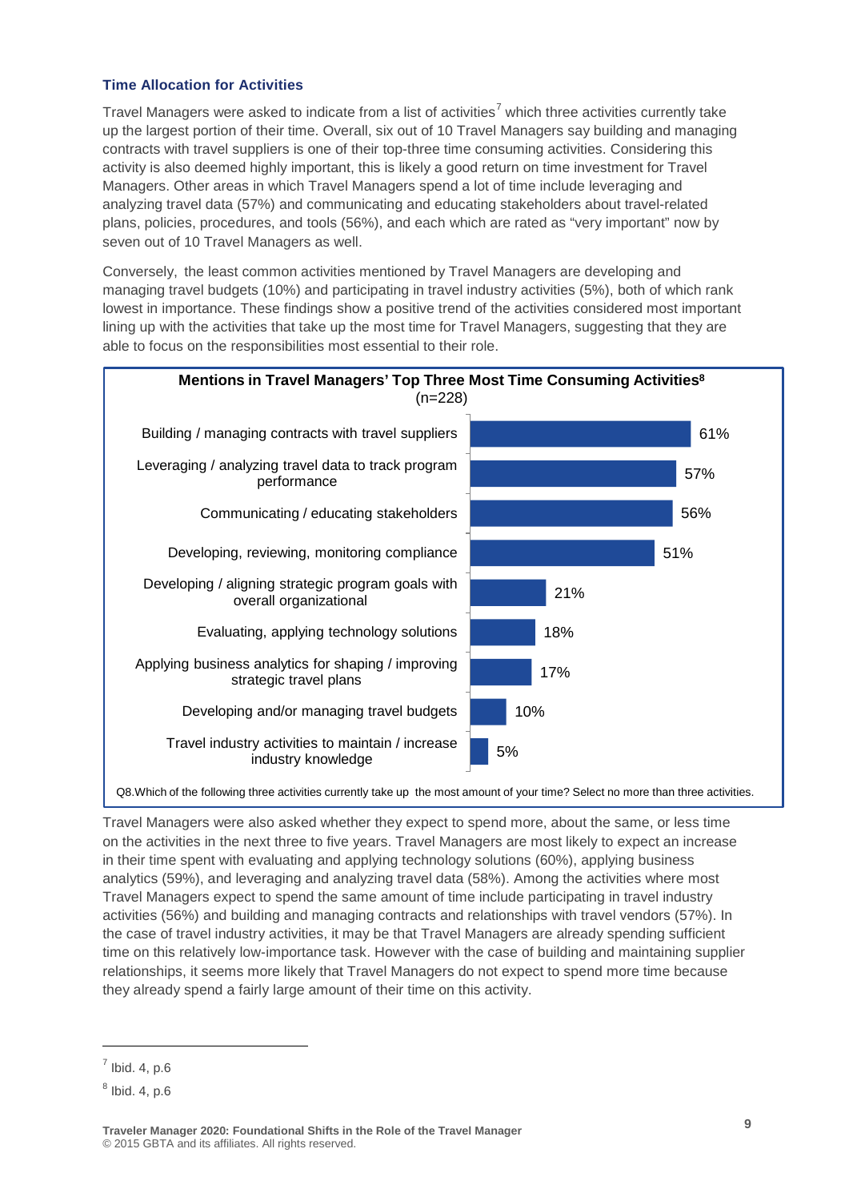### Time Allocation for Activities

Travel Managers were asked to indicate from a list of activities[7] which three activities currently take up the largest portion of their time. Overall, six out of 10 Travel Managers say building and managing contracts with travel suppliers is one of their top-three time consuming activities. Considering this activity is also deemed highly important, this is likely a good return on time investment for Travel Managers. Other areas in which Travel Managers spend a lot of time include leveraging and analyzing travel data (57%) and communicating and educating stakeholders about travel-related plans, policies, procedures, and tools (56%), and each which are rated as "very important" now by seven out of 10 Travel Managers as well.

Conversely, the least common activities mentioned by Travel Managers are developing and managing travel budgets (10%) and participating in travel industry activities (5%), both of which rank lowest in importance. These findings show a positive trend of the activities considered most important lining up with the activities that take up the most time for Travel Managers, suggesting that they are able to focus on the responsibilities most essential to their role.

**Mentions in Travel Managers' Top Three Most Time Consuming Activities[8]**
(n=228)

| Activity | % |
|---|---|
| Building / managing contracts with travel suppliers | 61% |
| Leveraging / analyzing travel data to track program performance | 57% |
| Communicating / educating stakeholders | 56% |
| Developing, reviewing, monitoring compliance | 51% |
| Developing / aligning strategic program goals with overall organizational | 21% |
| Evaluating, applying technology solutions | 18% |
| Applying business analytics for shaping / improving strategic travel plans | 17% |
| Developing and/or managing travel budgets | 10% |
| Travel industry activities to maintain / increase industry knowledge | 5% |

Q8.Which of the following three activities currently take up the most amount of your time? Select no more than three activities.

Travel Managers were also asked whether they expect to spend more, about the same, or less time on the activities in the next three to five years. Travel Managers are most likely to expect an increase in their time spent with evaluating and applying technology solutions (60%), applying business analytics (59%), and leveraging and analyzing travel data (58%). Among the activities where most Travel Managers expect to spend the same amount of time include participating in travel industry activities (56%) and building and managing contracts and relationships with travel vendors (57%). In the case of travel industry activities, it may be that Travel Managers are already spending sufficient time on this relatively low-importance task. However with the case of building and maintaining supplier relationships, it seems more likely that Travel Managers do not expect to spend more time because they already spend a fairly large amount of their time on this activity.

[7] Ibid. 4, p.6

[8] Ibid. 4, p.6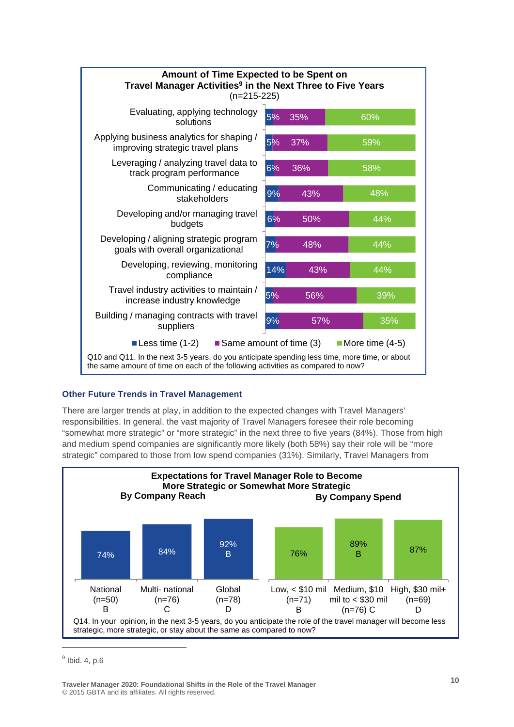**Amount of Time Expected to be Spent on Travel Manager Activities[9] in the Next Three to Five Years**
(n=215-225)

| Activity | Less time (1-2) | Same amount of time (3) | More time (4-5) |
|---|---|---|---|
| Evaluating, applying technology solutions | 5% | 35% | 60% |
| Applying business analytics for shaping / improving strategic travel plans | 5% | 37% | 59% |
| Leveraging / analyzing travel data to track program performance | 6% | 36% | 58% |
| Communicating / educating stakeholders | 9% | 43% | 48% |
| Developing and/or managing travel budgets | 6% | 50% | 44% |
| Developing / aligning strategic program goals with overall organizational | 7% | 48% | 44% |
| Developing, reviewing, monitoring compliance | 14% | 43% | 44% |
| Travel industry activities to maintain / increase industry knowledge | 5% | 56% | 39% |
| Building / managing contracts with travel suppliers | 9% | 57% | 35% |

Q10 and Q11. In the next 3-5 years, do you anticipate spending less time, more time, or about the same amount of time on each of the following activities as compared to now?

### Other Future Trends in Travel Management

There are larger trends at play, in addition to the expected changes with Travel Managers' responsibilities. In general, the vast majority of Travel Managers foresee their role becoming "somewhat more strategic" or "more strategic" in the next three to five years (84%). Those from high and medium spend companies are significantly more likely (both 58%) say their role will be "more strategic" compared to those from low spend companies (31%). Similarly, Travel Managers from

**Expectations for Travel Manager Role to Become More Strategic or Somewhat More Strategic**

**By Company Reach**

| National (n=50) B | Multi- national (n=76) C | Global (n=78) D |
|---|---|---|
| 74% | 84% | 92% B |

**By Company Spend**

| Low, < $10 mil (n=71) B | Medium, $10 mil to < $30 mil (n=76) C | High, $30 mil+ (n=69) D |
|---|---|---|
| 76% | 89% B | 87% |

Q14. In your opinion, in the next 3-5 years, do you anticipate the role of the travel manager will become less strategic, more strategic, or stay about the same as compared to now?

---

[9] Ibid. 4, p.6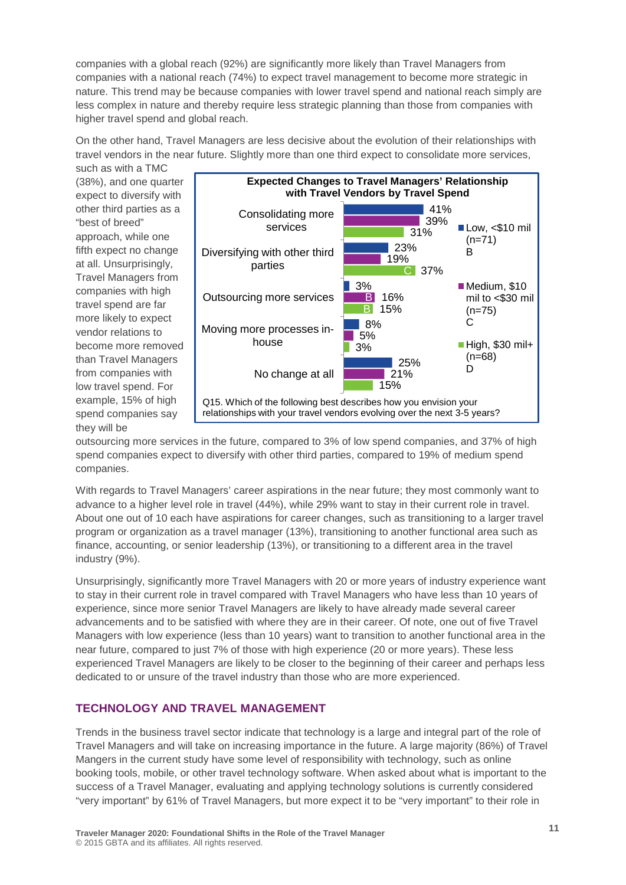companies with a global reach (92%) are significantly more likely than Travel Managers from companies with a national reach (74%) to expect travel management to become more strategic in nature. This trend may be because companies with lower travel spend and national reach simply are less complex in nature and thereby require less strategic planning than those from companies with higher travel spend and global reach.

On the other hand, Travel Managers are less decisive about the evolution of their relationships with travel vendors in the near future. Slightly more than one third expect to consolidate more services, such as with a TMC (38%), and one quarter expect to diversify with other third parties as a "best of breed" approach, while one fifth expect no change at all. Unsurprisingly, Travel Managers from companies with high travel spend are far more likely to expect vendor relations to become more removed than Travel Managers from companies with low travel spend. For example, 15% of high spend companies say they will be outsourcing more services in the future, compared to 3% of low spend companies, and 37% of high spend companies expect to diversify with other third parties, compared to 19% of medium spend companies.

**Expected Changes to Travel Managers' Relationship with Travel Vendors by Travel Spend**

| | Low, <$10 mil (n=71) B | Medium, $10 mil to <$30 mil (n=75) C | High, $30 mil+ (n=68) D |
|---|---|---|---|
| Consolidating more services | 41% | 39% | 31% |
| Diversifying with other third parties | 23% | 19% | 37% C |
| Outsourcing more services | 3% | 16% B | 15% B |
| Moving more processes in-house | 8% | 5% | 3% |
| No change at all | 25% | 21% | 15% |

Q15. Which of the following best describes how you envision your relationships with your travel vendors evolving over the next 3-5 years?

With regards to Travel Managers' career aspirations in the near future; they most commonly want to advance to a higher level role in travel (44%), while 29% want to stay in their current role in travel. About one out of 10 each have aspirations for career changes, such as transitioning to a larger travel program or organization as a travel manager (13%), transitioning to another functional area such as finance, accounting, or senior leadership (13%), or transitioning to a different area in the travel industry (9%).

Unsurprisingly, significantly more Travel Managers with 20 or more years of industry experience want to stay in their current role in travel compared with Travel Managers who have less than 10 years of experience, since more senior Travel Managers are likely to have already made several career advancements and to be satisfied with where they are in their career. Of note, one out of five Travel Managers with low experience (less than 10 years) want to transition to another functional area in the near future, compared to just 7% of those with high experience (20 or more years). These less experienced Travel Managers are likely to be closer to the beginning of their career and perhaps less dedicated to or unsure of the travel industry than those who are more experienced.

## TECHNOLOGY AND TRAVEL MANAGEMENT

Trends in the business travel sector indicate that technology is a large and integral part of the role of Travel Managers and will take on increasing importance in the future. A large majority (86%) of Travel Mangers in the current study have some level of responsibility with technology, such as online booking tools, mobile, or other travel technology software. When asked about what is important to the success of a Travel Manager, evaluating and applying technology solutions is currently considered "very important" by 61% of Travel Managers, but more expect it to be "very important" to their role in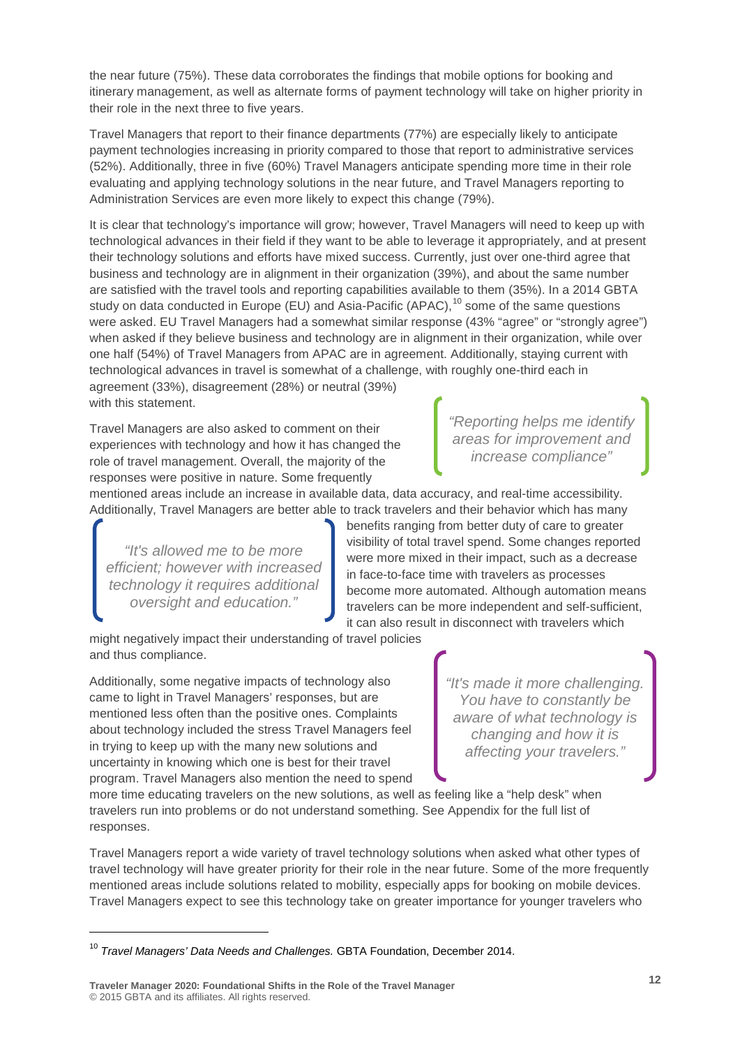the near future (75%). These data corroborates the findings that mobile options for booking and itinerary management, as well as alternate forms of payment technology will take on higher priority in their role in the next three to five years.

Travel Managers that report to their finance departments (77%) are especially likely to anticipate payment technologies increasing in priority compared to those that report to administrative services (52%). Additionally, three in five (60%) Travel Managers anticipate spending more time in their role evaluating and applying technology solutions in the near future, and Travel Managers reporting to Administration Services are even more likely to expect this change (79%).

It is clear that technology's importance will grow; however, Travel Managers will need to keep up with technological advances in their field if they want to be able to leverage it appropriately, and at present their technology solutions and efforts have mixed success. Currently, just over one-third agree that business and technology are in alignment in their organization (39%), and about the same number are satisfied with the travel tools and reporting capabilities available to them (35%). In a 2014 GBTA study on data conducted in Europe (EU) and Asia-Pacific (APAC),[10] some of the same questions were asked. EU Travel Managers had a somewhat similar response (43% "agree" or "strongly agree") when asked if they believe business and technology are in alignment in their organization, while over one half (54%) of Travel Managers from APAC are in agreement. Additionally, staying current with technological advances in travel is somewhat of a challenge, with roughly one-third each in agreement (33%), disagreement (28%) or neutral (39%) with this statement.

> *"Reporting helps me identify areas for improvement and increase compliance"*

Travel Managers are also asked to comment on their experiences with technology and how it has changed the role of travel management. Overall, the majority of the responses were positive in nature. Some frequently mentioned areas include an increase in available data, data accuracy, and real-time accessibility. Additionally, Travel Managers are better able to track travelers and their behavior which has many benefits ranging from better duty of care to greater visibility of total travel spend. Some changes reported were more mixed in their impact, such as a decrease in face-to-face time with travelers as processes become more automated. Although automation means travelers can be more independent and self-sufficient, it can also result in disconnect with travelers which might negatively impact their understanding of travel policies and thus compliance.

> *"It's allowed me to be more efficient; however with increased technology it requires additional oversight and education."*

Additionally, some negative impacts of technology also came to light in Travel Managers' responses, but are mentioned less often than the positive ones. Complaints about technology included the stress Travel Managers feel in trying to keep up with the many new solutions and uncertainty in knowing which one is best for their travel program. Travel Managers also mention the need to spend more time educating travelers on the new solutions, as well as feeling like a "help desk" when travelers run into problems or do not understand something. See Appendix for the full list of responses.

> *"It's made it more challenging. You have to constantly be aware of what technology is changing and how it is affecting your travelers."*

Travel Managers report a wide variety of travel technology solutions when asked what other types of travel technology will have greater priority for their role in the near future. Some of the more frequently mentioned areas include solutions related to mobility, especially apps for booking on mobile devices. Travel Managers expect to see this technology take on greater importance for younger travelers who

[10] *Travel Managers' Data Needs and Challenges.* GBTA Foundation, December 2014.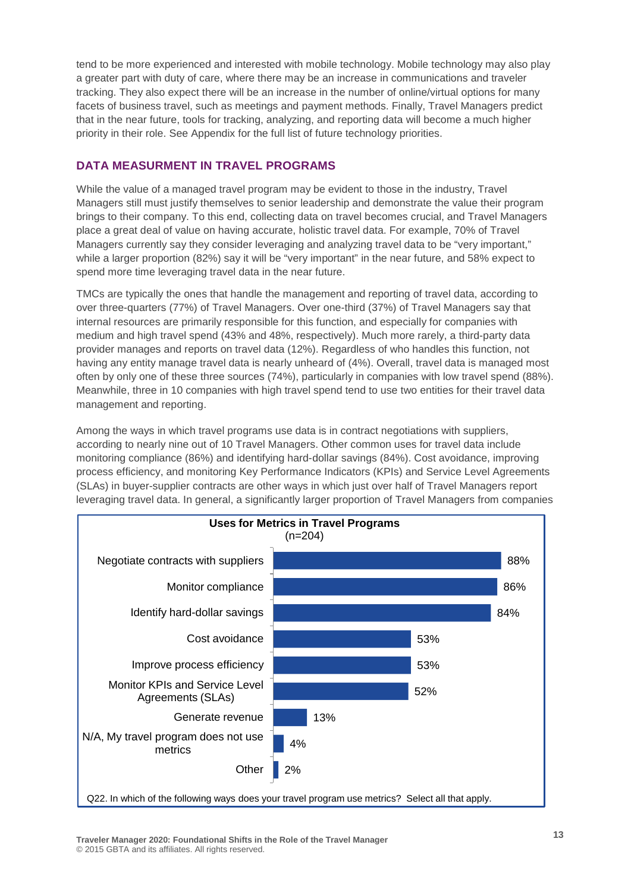tend to be more experienced and interested with mobile technology. Mobile technology may also play a greater part with duty of care, where there may be an increase in communications and traveler tracking. They also expect there will be an increase in the number of online/virtual options for many facets of business travel, such as meetings and payment methods. Finally, Travel Managers predict that in the near future, tools for tracking, analyzing, and reporting data will become a much higher priority in their role. See Appendix for the full list of future technology priorities.

## DATA MEASURMENT IN TRAVEL PROGRAMS

While the value of a managed travel program may be evident to those in the industry, Travel Managers still must justify themselves to senior leadership and demonstrate the value their program brings to their company. To this end, collecting data on travel becomes crucial, and Travel Managers place a great deal of value on having accurate, holistic travel data. For example, 70% of Travel Managers currently say they consider leveraging and analyzing travel data to be "very important," while a larger proportion (82%) say it will be "very important" in the near future, and 58% expect to spend more time leveraging travel data in the near future.

TMCs are typically the ones that handle the management and reporting of travel data, according to over three-quarters (77%) of Travel Managers. Over one-third (37%) of Travel Managers say that internal resources are primarily responsible for this function, and especially for companies with medium and high travel spend (43% and 48%, respectively). Much more rarely, a third-party data provider manages and reports on travel data (12%). Regardless of who handles this function, not having any entity manage travel data is nearly unheard of (4%). Overall, travel data is managed most often by only one of these three sources (74%), particularly in companies with low travel spend (88%). Meanwhile, three in 10 companies with high travel spend tend to use two entities for their travel data management and reporting.

Among the ways in which travel programs use data is in contract negotiations with suppliers, according to nearly nine out of 10 Travel Managers. Other common uses for travel data include monitoring compliance (86%) and identifying hard-dollar savings (84%). Cost avoidance, improving process efficiency, and monitoring Key Performance Indicators (KPIs) and Service Level Agreements (SLAs) in buyer-supplier contracts are other ways in which just over half of Travel Managers report leveraging travel data. In general, a significantly larger proportion of Travel Managers from companies

**Uses for Metrics in Travel Programs**
(n=204)

| Use | % |
|---|---|
| Negotiate contracts with suppliers | 88% |
| Monitor compliance | 86% |
| Identify hard-dollar savings | 84% |
| Cost avoidance | 53% |
| Improve process efficiency | 53% |
| Monitor KPIs and Service Level Agreements (SLAs) | 52% |
| Generate revenue | 13% |
| N/A, My travel program does not use metrics | 4% |
| Other | 2% |

Q22. In which of the following ways does your travel program use metrics? Select all that apply.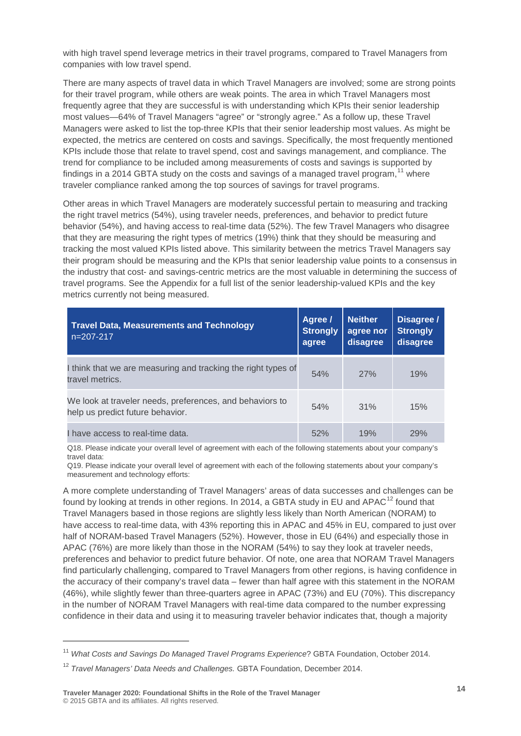with high travel spend leverage metrics in their travel programs, compared to Travel Managers from companies with low travel spend.

There are many aspects of travel data in which Travel Managers are involved; some are strong points for their travel program, while others are weak points. The area in which Travel Managers most frequently agree that they are successful is with understanding which KPIs their senior leadership most values—64% of Travel Managers "agree" or "strongly agree." As a follow up, these Travel Managers were asked to list the top-three KPIs that their senior leadership most values. As might be expected, the metrics are centered on costs and savings. Specifically, the most frequently mentioned KPIs include those that relate to travel spend, cost and savings management, and compliance. The trend for compliance to be included among measurements of costs and savings is supported by findings in a 2014 GBTA study on the costs and savings of a managed travel program,[11] where traveler compliance ranked among the top sources of savings for travel programs.

Other areas in which Travel Managers are moderately successful pertain to measuring and tracking the right travel metrics (54%), using traveler needs, preferences, and behavior to predict future behavior (54%), and having access to real-time data (52%). The few Travel Managers who disagree that they are measuring the right types of metrics (19%) think that they should be measuring and tracking the most valued KPIs listed above. This similarity between the metrics Travel Managers say their program should be measuring and the KPIs that senior leadership value points to a consensus in the industry that cost- and savings-centric metrics are the most valuable in determining the success of travel programs. See the Appendix for a full list of the senior leadership-valued KPIs and the key metrics currently not being measured.

| **Travel Data, Measurements and Technology** n=207-217 | **Agree / Strongly agree** | **Neither agree nor disagree** | **Disagree / Strongly disagree** |
|---|---|---|---|
| I think that we are measuring and tracking the right types of travel metrics. | 54% | 27% | 19% |
| We look at traveler needs, preferences, and behaviors to help us predict future behavior. | 54% | 31% | 15% |
| I have access to real-time data. | 52% | 19% | 29% |

Q18. Please indicate your overall level of agreement with each of the following statements about your company's travel data:
Q19. Please indicate your overall level of agreement with each of the following statements about your company's measurement and technology efforts:

A more complete understanding of Travel Managers' areas of data successes and challenges can be found by looking at trends in other regions. In 2014, a GBTA study in EU and APAC[12] found that Travel Managers based in those regions are slightly less likely than North American (NORAM) to have access to real-time data, with 43% reporting this in APAC and 45% in EU, compared to just over half of NORAM-based Travel Managers (52%). However, those in EU (64%) and especially those in APAC (76%) are more likely than those in the NORAM (54%) to say they look at traveler needs, preferences and behavior to predict future behavior. Of note, one area that NORAM Travel Managers find particularly challenging, compared to Travel Managers from other regions, is having confidence in the accuracy of their company's travel data – fewer than half agree with this statement in the NORAM (46%), while slightly fewer than three-quarters agree in APAC (73%) and EU (70%). This discrepancy in the number of NORAM Travel Managers with real-time data compared to the number expressing confidence in their data and using it to measuring traveler behavior indicates that, though a majority

[11] *What Costs and Savings Do Managed Travel Programs Experience*? GBTA Foundation, October 2014.

[12] *Travel Managers' Data Needs and Challenges.* GBTA Foundation, December 2014.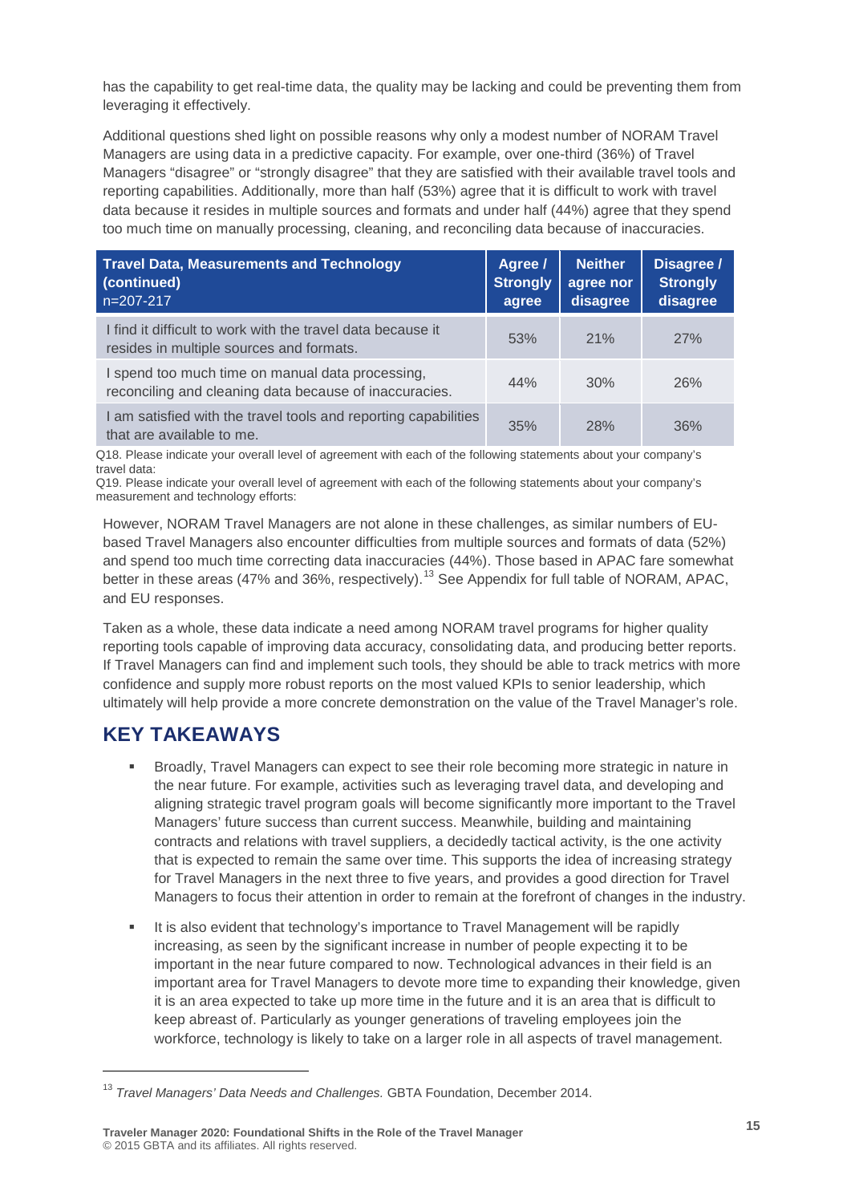has the capability to get real-time data, the quality may be lacking and could be preventing them from leveraging it effectively.

Additional questions shed light on possible reasons why only a modest number of NORAM Travel Managers are using data in a predictive capacity. For example, over one-third (36%) of Travel Managers "disagree" or "strongly disagree" that they are satisfied with their available travel tools and reporting capabilities. Additionally, more than half (53%) agree that it is difficult to work with travel data because it resides in multiple sources and formats and under half (44%) agree that they spend too much time on manually processing, cleaning, and reconciling data because of inaccuracies.

| **Travel Data, Measurements and Technology (continued)** n=207-217 | **Agree / Strongly agree** | **Neither agree nor disagree** | **Disagree / Strongly disagree** |
|---|---|---|---|
| I find it difficult to work with the travel data because it resides in multiple sources and formats. | 53% | 21% | 27% |
| I spend too much time on manual data processing, reconciling and cleaning data because of inaccuracies. | 44% | 30% | 26% |
| I am satisfied with the travel tools and reporting capabilities that are available to me. | 35% | 28% | 36% |

Q18. Please indicate your overall level of agreement with each of the following statements about your company's travel data:
Q19. Please indicate your overall level of agreement with each of the following statements about your company's measurement and technology efforts:

However, NORAM Travel Managers are not alone in these challenges, as similar numbers of EU-based Travel Managers also encounter difficulties from multiple sources and formats of data (52%) and spend too much time correcting data inaccuracies (44%). Those based in APAC fare somewhat better in these areas (47% and 36%, respectively).[13] See Appendix for full table of NORAM, APAC, and EU responses.

Taken as a whole, these data indicate a need among NORAM travel programs for higher quality reporting tools capable of improving data accuracy, consolidating data, and producing better reports. If Travel Managers can find and implement such tools, they should be able to track metrics with more confidence and supply more robust reports on the most valued KPIs to senior leadership, which ultimately will help provide a more concrete demonstration on the value of the Travel Manager's role.

## KEY TAKEAWAYS

- Broadly, Travel Managers can expect to see their role becoming more strategic in nature in the near future. For example, activities such as leveraging travel data, and developing and aligning strategic travel program goals will become significantly more important to the Travel Managers' future success than current success. Meanwhile, building and maintaining contracts and relations with travel suppliers, a decidedly tactical activity, is the one activity that is expected to remain the same over time. This supports the idea of increasing strategy for Travel Managers in the next three to five years, and provides a good direction for Travel Managers to focus their attention in order to remain at the forefront of changes in the industry.
- It is also evident that technology's importance to Travel Management will be rapidly increasing, as seen by the significant increase in number of people expecting it to be important in the near future compared to now. Technological advances in their field is an important area for Travel Managers to devote more time to expanding their knowledge, given it is an area expected to take up more time in the future and it is an area that is difficult to keep abreast of. Particularly as younger generations of traveling employees join the workforce, technology is likely to take on a larger role in all aspects of travel management.

[13] *Travel Managers' Data Needs and Challenges.* GBTA Foundation, December 2014.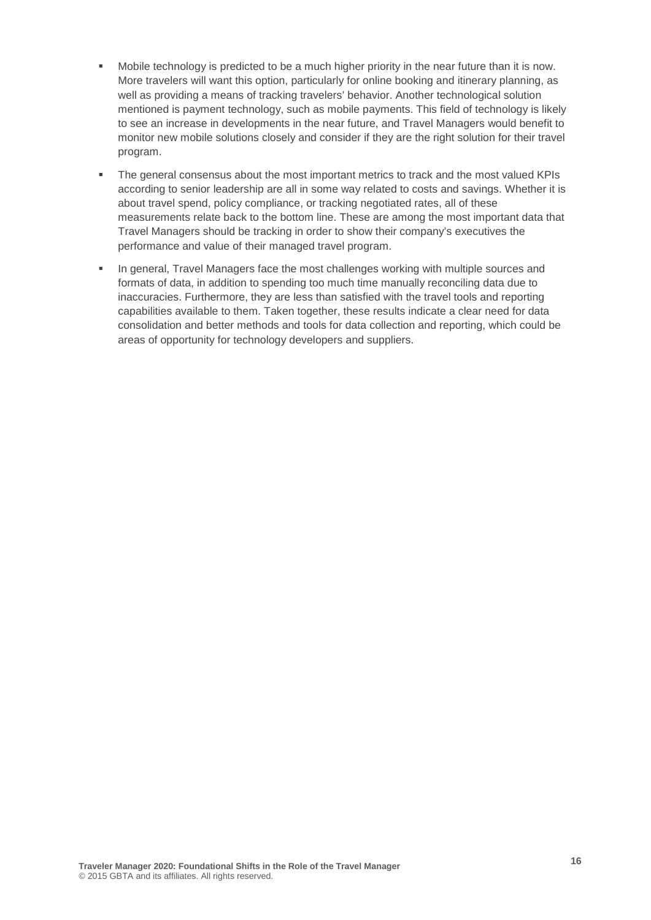- Mobile technology is predicted to be a much higher priority in the near future than it is now. More travelers will want this option, particularly for online booking and itinerary planning, as well as providing a means of tracking travelers' behavior. Another technological solution mentioned is payment technology, such as mobile payments. This field of technology is likely to see an increase in developments in the near future, and Travel Managers would benefit to monitor new mobile solutions closely and consider if they are the right solution for their travel program.
- The general consensus about the most important metrics to track and the most valued KPIs according to senior leadership are all in some way related to costs and savings. Whether it is about travel spend, policy compliance, or tracking negotiated rates, all of these measurements relate back to the bottom line. These are among the most important data that Travel Managers should be tracking in order to show their company's executives the performance and value of their managed travel program.
- In general, Travel Managers face the most challenges working with multiple sources and formats of data, in addition to spending too much time manually reconciling data due to inaccuracies. Furthermore, they are less than satisfied with the travel tools and reporting capabilities available to them. Taken together, these results indicate a clear need for data consolidation and better methods and tools for data collection and reporting, which could be areas of opportunity for technology developers and suppliers.